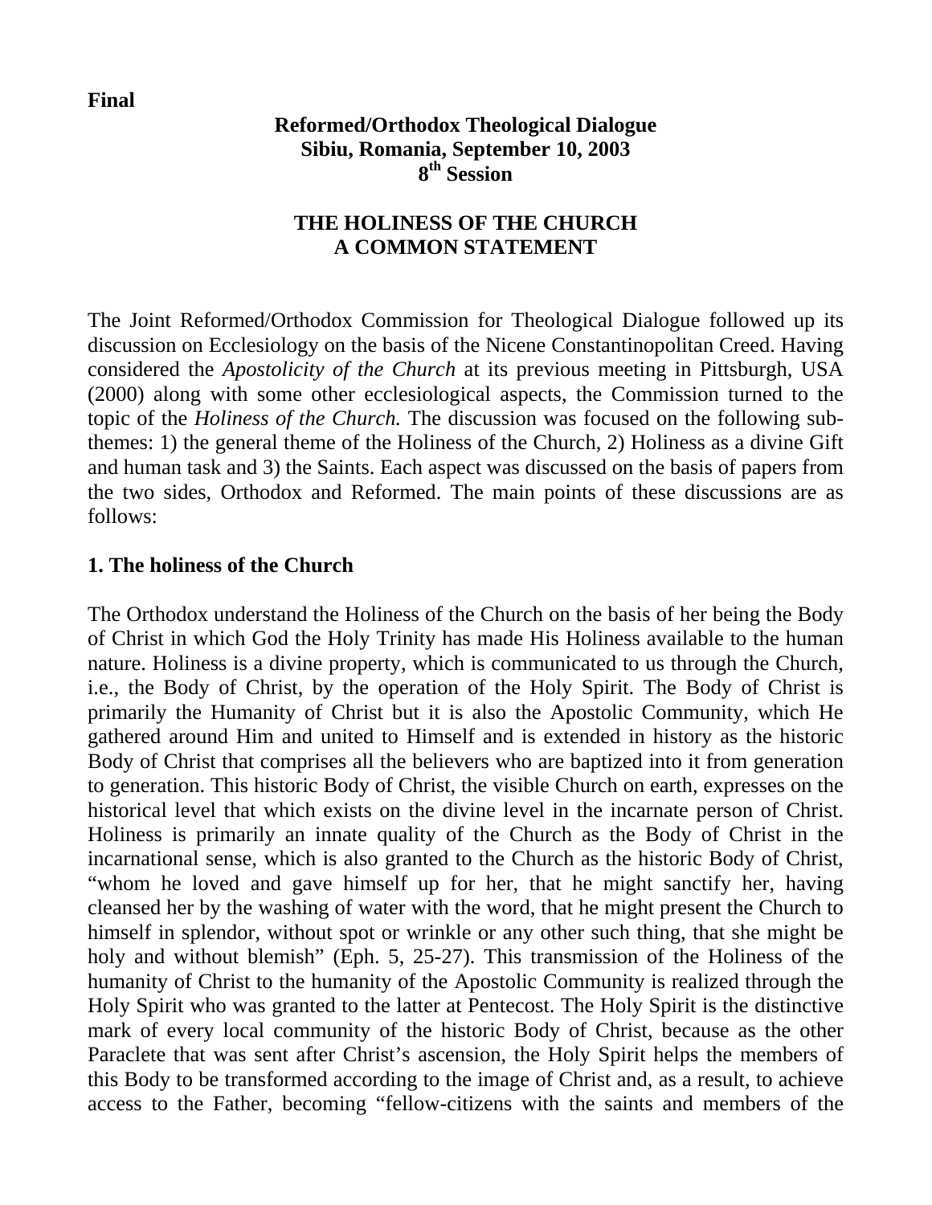**Final**

**Reformed/Orthodox Theological Dialogue**
**Sibiu, Romania, September 10, 2003**
**8th Session**

# THE HOLINESS OF THE CHURCH
# A COMMON STATEMENT

The Joint Reformed/Orthodox Commission for Theological Dialogue followed up its discussion on Ecclesiology on the basis of the Nicene Constantinopolitan Creed. Having considered the *Apostolicity of the Church* at its previous meeting in Pittsburgh, USA (2000) along with some other ecclesiological aspects, the Commission turned to the topic of the *Holiness of the Church.* The discussion was focused on the following sub-themes: 1) the general theme of the Holiness of the Church, 2) Holiness as a divine Gift and human task and 3) the Saints. Each aspect was discussed on the basis of papers from the two sides, Orthodox and Reformed. The main points of these discussions are as follows:

## 1. The holiness of the Church

The Orthodox understand the Holiness of the Church on the basis of her being the Body of Christ in which God the Holy Trinity has made His Holiness available to the human nature. Holiness is a divine property, which is communicated to us through the Church, i.e., the Body of Christ, by the operation of the Holy Spirit. The Body of Christ is primarily the Humanity of Christ but it is also the Apostolic Community, which He gathered around Him and united to Himself and is extended in history as the historic Body of Christ that comprises all the believers who are baptized into it from generation to generation. This historic Body of Christ, the visible Church on earth, expresses on the historical level that which exists on the divine level in the incarnate person of Christ. Holiness is primarily an innate quality of the Church as the Body of Christ in the incarnational sense, which is also granted to the Church as the historic Body of Christ, "whom he loved and gave himself up for her, that he might sanctify her, having cleansed her by the washing of water with the word, that he might present the Church to himself in splendor, without spot or wrinkle or any other such thing, that she might be holy and without blemish" (Eph. 5, 25-27). This transmission of the Holiness of the humanity of Christ to the humanity of the Apostolic Community is realized through the Holy Spirit who was granted to the latter at Pentecost. The Holy Spirit is the distinctive mark of every local community of the historic Body of Christ, because as the other Paraclete that was sent after Christ's ascension, the Holy Spirit helps the members of this Body to be transformed according to the image of Christ and, as a result, to achieve access to the Father, becoming "fellow-citizens with the saints and members of the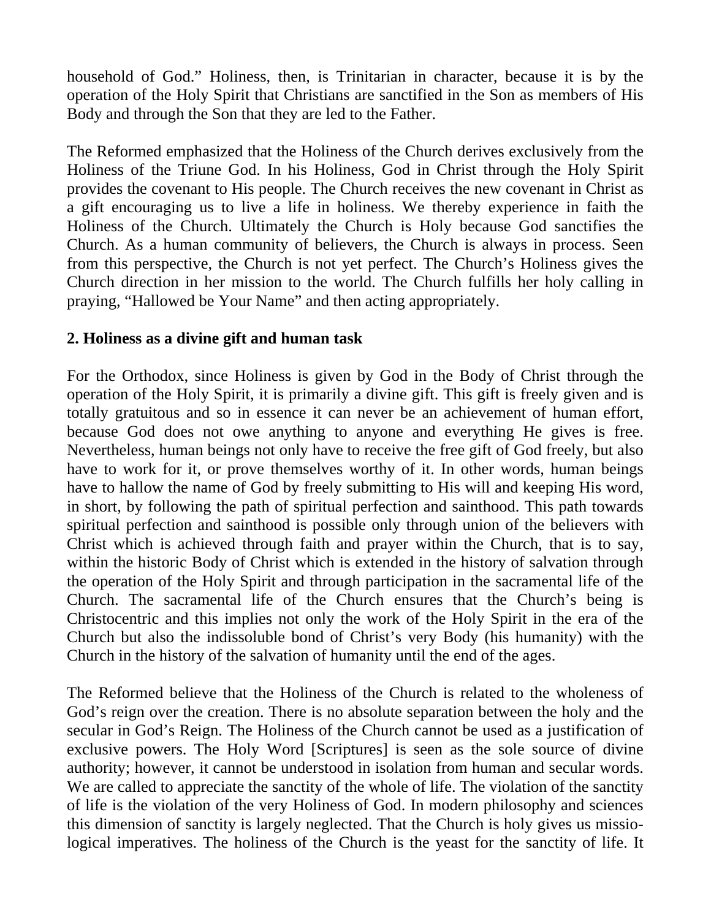household of God." Holiness, then, is Trinitarian in character, because it is by the operation of the Holy Spirit that Christians are sanctified in the Son as members of His Body and through the Son that they are led to the Father.

The Reformed emphasized that the Holiness of the Church derives exclusively from the Holiness of the Triune God. In his Holiness, God in Christ through the Holy Spirit provides the covenant to His people. The Church receives the new covenant in Christ as a gift encouraging us to live a life in holiness. We thereby experience in faith the Holiness of the Church. Ultimately the Church is Holy because God sanctifies the Church. As a human community of believers, the Church is always in process. Seen from this perspective, the Church is not yet perfect. The Church's Holiness gives the Church direction in her mission to the world. The Church fulfills her holy calling in praying, "Hallowed be Your Name" and then acting appropriately.

## 2. Holiness as a divine gift and human task

For the Orthodox, since Holiness is given by God in the Body of Christ through the operation of the Holy Spirit, it is primarily a divine gift. This gift is freely given and is totally gratuitous and so in essence it can never be an achievement of human effort, because God does not owe anything to anyone and everything He gives is free. Nevertheless, human beings not only have to receive the free gift of God freely, but also have to work for it, or prove themselves worthy of it. In other words, human beings have to hallow the name of God by freely submitting to His will and keeping His word, in short, by following the path of spiritual perfection and sainthood. This path towards spiritual perfection and sainthood is possible only through union of the believers with Christ which is achieved through faith and prayer within the Church, that is to say, within the historic Body of Christ which is extended in the history of salvation through the operation of the Holy Spirit and through participation in the sacramental life of the Church. The sacramental life of the Church ensures that the Church's being is Christocentric and this implies not only the work of the Holy Spirit in the era of the Church but also the indissoluble bond of Christ's very Body (his humanity) with the Church in the history of the salvation of humanity until the end of the ages.

The Reformed believe that the Holiness of the Church is related to the wholeness of God's reign over the creation. There is no absolute separation between the holy and the secular in God's Reign. The Holiness of the Church cannot be used as a justification of exclusive powers. The Holy Word [Scriptures] is seen as the sole source of divine authority; however, it cannot be understood in isolation from human and secular words. We are called to appreciate the sanctity of the whole of life. The violation of the sanctity of life is the violation of the very Holiness of God. In modern philosophy and sciences this dimension of sanctity is largely neglected. That the Church is holy gives us missiological imperatives. The holiness of the Church is the yeast for the sanctity of life. It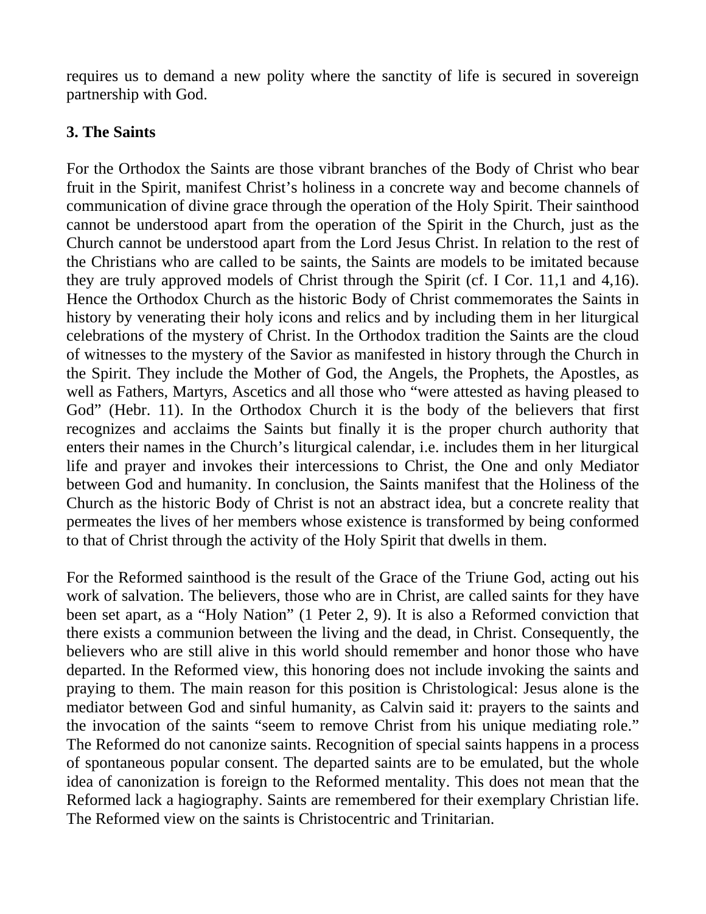requires us to demand a new polity where the sanctity of life is secured in sovereign partnership with God.

### 3. The Saints

For the Orthodox the Saints are those vibrant branches of the Body of Christ who bear fruit in the Spirit, manifest Christ's holiness in a concrete way and become channels of communication of divine grace through the operation of the Holy Spirit. Their sainthood cannot be understood apart from the operation of the Spirit in the Church, just as the Church cannot be understood apart from the Lord Jesus Christ. In relation to the rest of the Christians who are called to be saints, the Saints are models to be imitated because they are truly approved models of Christ through the Spirit (cf. I Cor. 11,1 and 4,16). Hence the Orthodox Church as the historic Body of Christ commemorates the Saints in history by venerating their holy icons and relics and by including them in her liturgical celebrations of the mystery of Christ. In the Orthodox tradition the Saints are the cloud of witnesses to the mystery of the Savior as manifested in history through the Church in the Spirit. They include the Mother of God, the Angels, the Prophets, the Apostles, as well as Fathers, Martyrs, Ascetics and all those who "were attested as having pleased to God" (Hebr. 11). In the Orthodox Church it is the body of the believers that first recognizes and acclaims the Saints but finally it is the proper church authority that enters their names in the Church's liturgical calendar, i.e. includes them in her liturgical life and prayer and invokes their intercessions to Christ, the One and only Mediator between God and humanity. In conclusion, the Saints manifest that the Holiness of the Church as the historic Body of Christ is not an abstract idea, but a concrete reality that permeates the lives of her members whose existence is transformed by being conformed to that of Christ through the activity of the Holy Spirit that dwells in them.

For the Reformed sainthood is the result of the Grace of the Triune God, acting out his work of salvation. The believers, those who are in Christ, are called saints for they have been set apart, as a "Holy Nation" (1 Peter 2, 9). It is also a Reformed conviction that there exists a communion between the living and the dead, in Christ. Consequently, the believers who are still alive in this world should remember and honor those who have departed. In the Reformed view, this honoring does not include invoking the saints and praying to them. The main reason for this position is Christological: Jesus alone is the mediator between God and sinful humanity, as Calvin said it: prayers to the saints and the invocation of the saints "seem to remove Christ from his unique mediating role." The Reformed do not canonize saints. Recognition of special saints happens in a process of spontaneous popular consent. The departed saints are to be emulated, but the whole idea of canonization is foreign to the Reformed mentality. This does not mean that the Reformed lack a hagiography. Saints are remembered for their exemplary Christian life. The Reformed view on the saints is Christocentric and Trinitarian.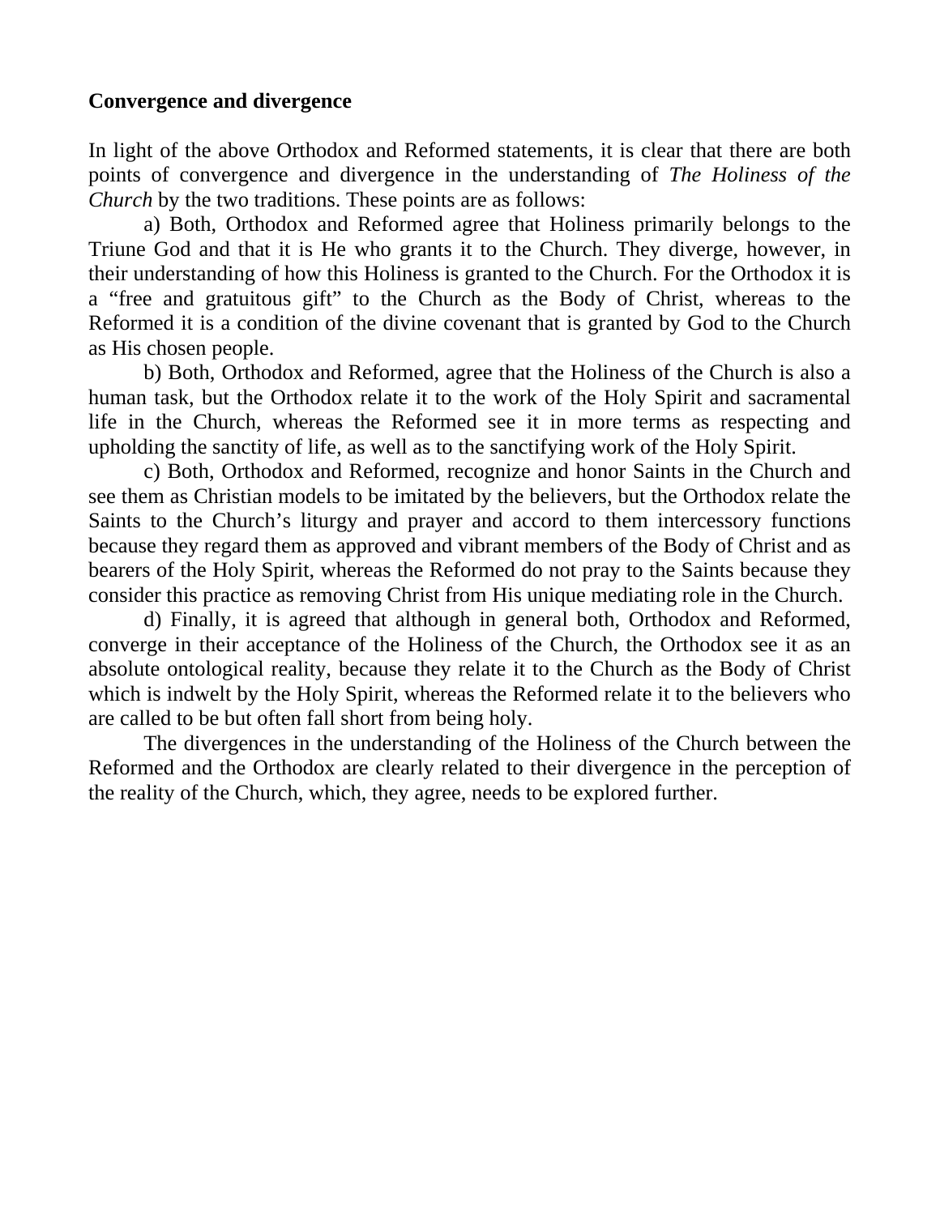**Convergence and divergence**

In light of the above Orthodox and Reformed statements, it is clear that there are both points of convergence and divergence in the understanding of *The Holiness of the Church* by the two traditions. These points are as follows:

a) Both, Orthodox and Reformed agree that Holiness primarily belongs to the Triune God and that it is He who grants it to the Church. They diverge, however, in their understanding of how this Holiness is granted to the Church. For the Orthodox it is a "free and gratuitous gift" to the Church as the Body of Christ, whereas to the Reformed it is a condition of the divine covenant that is granted by God to the Church as His chosen people.

b) Both, Orthodox and Reformed, agree that the Holiness of the Church is also a human task, but the Orthodox relate it to the work of the Holy Spirit and sacramental life in the Church, whereas the Reformed see it in more terms as respecting and upholding the sanctity of life, as well as to the sanctifying work of the Holy Spirit.

c) Both, Orthodox and Reformed, recognize and honor Saints in the Church and see them as Christian models to be imitated by the believers, but the Orthodox relate the Saints to the Church's liturgy and prayer and accord to them intercessory functions because they regard them as approved and vibrant members of the Body of Christ and as bearers of the Holy Spirit, whereas the Reformed do not pray to the Saints because they consider this practice as removing Christ from His unique mediating role in the Church.

d) Finally, it is agreed that although in general both, Orthodox and Reformed, converge in their acceptance of the Holiness of the Church, the Orthodox see it as an absolute ontological reality, because they relate it to the Church as the Body of Christ which is indwelt by the Holy Spirit, whereas the Reformed relate it to the believers who are called to be but often fall short from being holy.

The divergences in the understanding of the Holiness of the Church between the Reformed and the Orthodox are clearly related to their divergence in the perception of the reality of the Church, which, they agree, needs to be explored further.